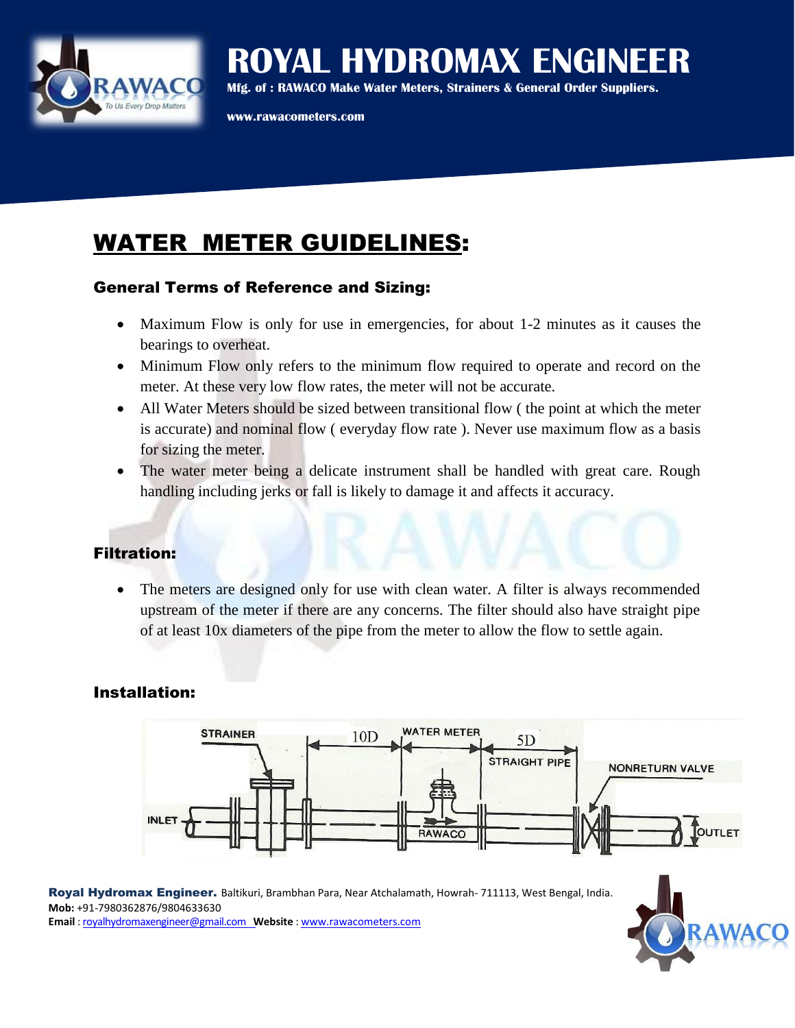# ROYAL HYDROMAX ENGINEER

**Mfg. of : RAWACO Make Water Meters, Strainers & General Order Suppliers.**

**www.rawacometers.com**

## WATER METER GUIDELINES:

### General Terms of Reference and Sizing:

- Maximum Flow is only for use in emergencies, for about 1-2 minutes as it causes the bearings to overheat.
- Minimum Flow only refers to the minimum flow required to operate and record on the meter. At these very low flow rates, the meter will not be accurate.
- All Water Meters should be sized between transitional flow ( the point at which the meter is accurate) and nominal flow ( everyday flow rate ). Never use maximum flow as a basis for sizing the meter.
- The water meter being a delicate instrument shall be handled with great care. Rough handling including jerks or fall is likely to damage it and affects it accuracy.

### Filtration:

- The meters are designed only for use with clean water. A filter is always recommended upstream of the meter if there are any concerns. The filter should also have straight pipe of at least 10x diameters of the pipe from the meter to allow the flow to settle again.

### Installation:

STRAINER | 10D | WATER METER | 5D | STRAIGHT PIPE | NONRETURN VALVE | INLET | RAWACO | OUTLET

**Royal Hydromax Engineer.** Baltikuri, Brambhan Para, Near Atchalamath, Howrah- 711113, West Bengal, India.
**Mob:** +91-7980362876/9804633630
**Email** : royalhydromaxengineer@gmail.com **Website** : www.rawacometers.com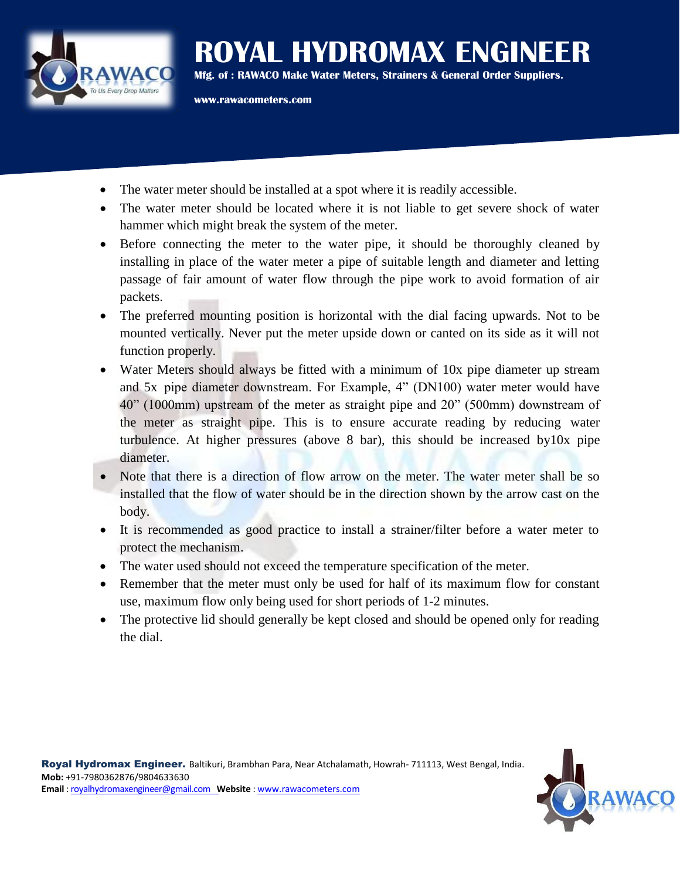- The water meter should be installed at a spot where it is readily accessible.
- The water meter should be located where it is not liable to get severe shock of water hammer which might break the system of the meter.
- Before connecting the meter to the water pipe, it should be thoroughly cleaned by installing in place of the water meter a pipe of suitable length and diameter and letting passage of fair amount of water flow through the pipe work to avoid formation of air packets.
- The preferred mounting position is horizontal with the dial facing upwards. Not to be mounted vertically. Never put the meter upside down or canted on its side as it will not function properly.
- Water Meters should always be fitted with a minimum of 10x pipe diameter up stream and 5x pipe diameter downstream. For Example, 4" (DN100) water meter would have 40" (1000mm) upstream of the meter as straight pipe and 20" (500mm) downstream of the meter as straight pipe. This is to ensure accurate reading by reducing water turbulence. At higher pressures (above 8 bar), this should be increased by10x pipe diameter.
- Note that there is a direction of flow arrow on the meter. The water meter shall be so installed that the flow of water should be in the direction shown by the arrow cast on the body.
- It is recommended as good practice to install a strainer/filter before a water meter to protect the mechanism.
- The water used should not exceed the temperature specification of the meter.
- Remember that the meter must only be used for half of its maximum flow for constant use, maximum flow only being used for short periods of 1-2 minutes.
- The protective lid should generally be kept closed and should be opened only for reading the dial.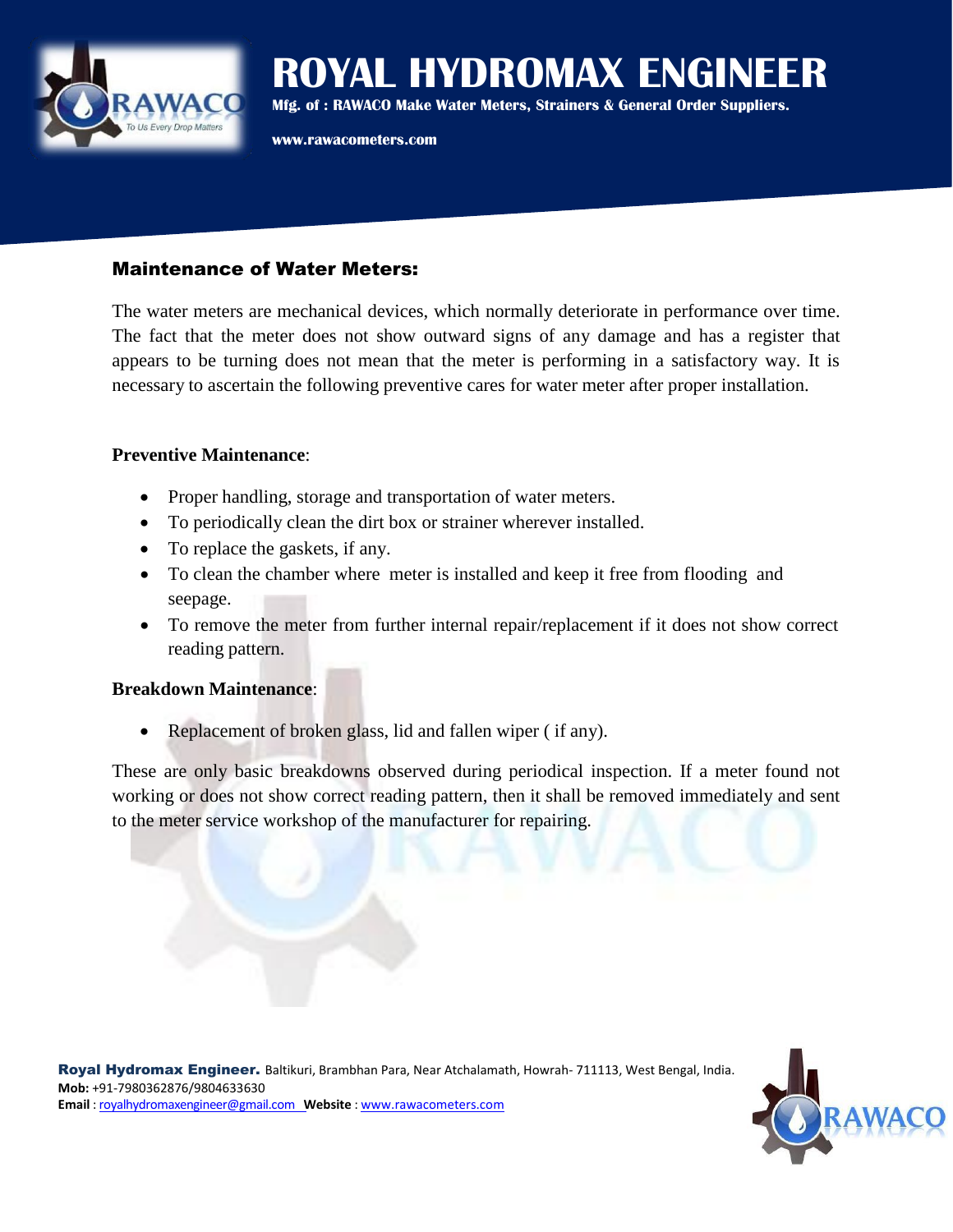## Maintenance of Water Meters:

The water meters are mechanical devices, which normally deteriorate in performance over time. The fact that the meter does not show outward signs of any damage and has a register that appears to be turning does not mean that the meter is performing in a satisfactory way. It is necessary to ascertain the following preventive cares for water meter after proper installation.

**Preventive Maintenance**:

- Proper handling, storage and transportation of water meters.
- To periodically clean the dirt box or strainer wherever installed.
- To replace the gaskets, if any.
- To clean the chamber where meter is installed and keep it free from flooding and seepage.
- To remove the meter from further internal repair/replacement if it does not show correct reading pattern.

**Breakdown Maintenance**:

- Replacement of broken glass, lid and fallen wiper ( if any).

These are only basic breakdowns observed during periodical inspection. If a meter found not working or does not show correct reading pattern, then it shall be removed immediately and sent to the meter service workshop of the manufacturer for repairing.